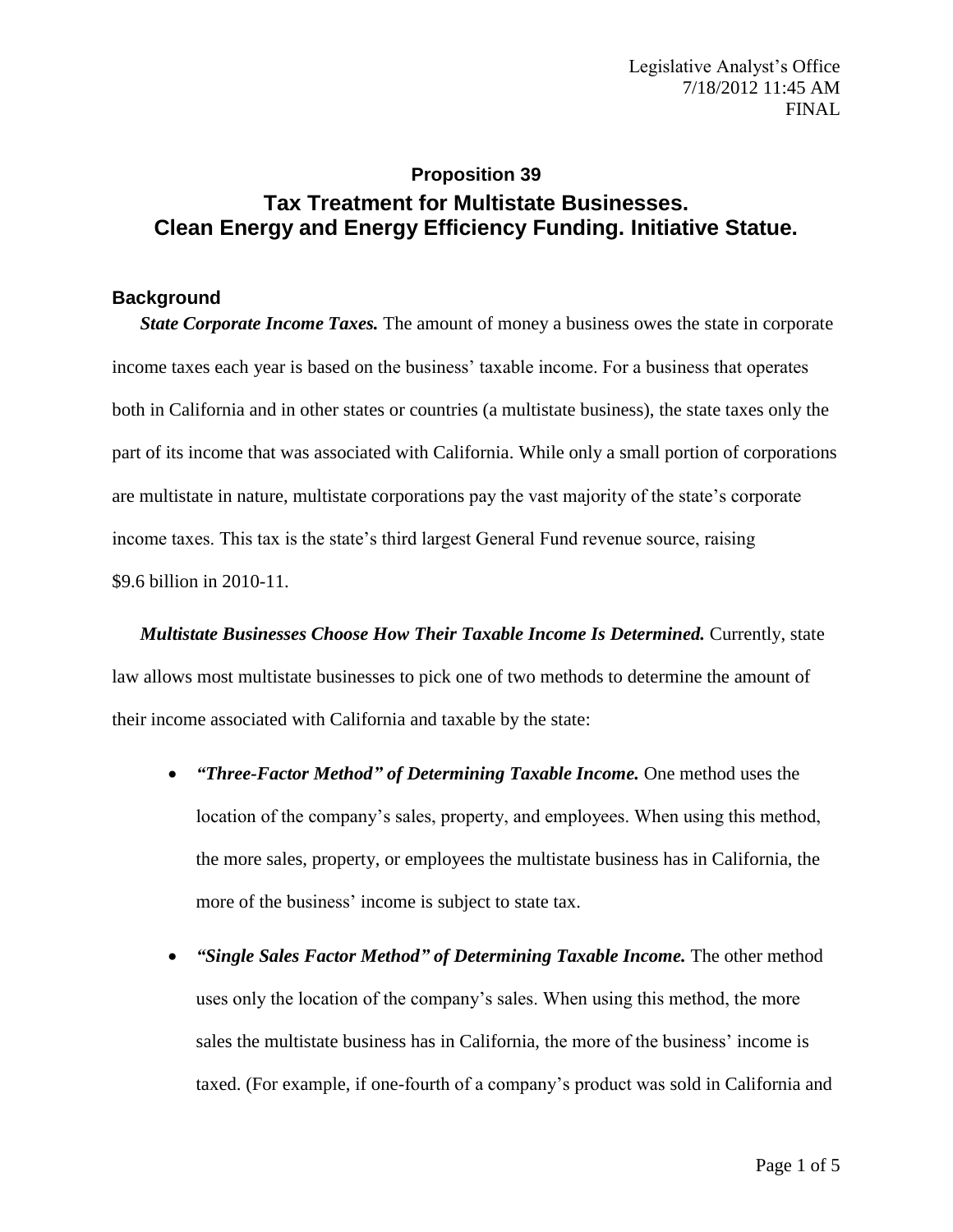Legislative Analyst's Office
7/18/2012 11:45 AM
FINAL

## Proposition 39

## Tax Treatment for Multistate Businesses. Clean Energy and Energy Efficiency Funding. Initiative Statue.

### Background

***State Corporate Income Taxes.*** The amount of money a business owes the state in corporate income taxes each year is based on the business' taxable income. For a business that operates both in California and in other states or countries (a multistate business), the state taxes only the part of its income that was associated with California. While only a small portion of corporations are multistate in nature, multistate corporations pay the vast majority of the state's corporate income taxes. This tax is the state's third largest General Fund revenue source, raising $9.6 billion in 2010-11.

***Multistate Businesses Choose How Their Taxable Income Is Determined.*** Currently, state law allows most multistate businesses to pick one of two methods to determine the amount of their income associated with California and taxable by the state:

- ***"Three-Factor Method" of Determining Taxable Income.*** One method uses the location of the company's sales, property, and employees. When using this method, the more sales, property, or employees the multistate business has in California, the more of the business' income is subject to state tax.
- ***"Single Sales Factor Method" of Determining Taxable Income.*** The other method uses only the location of the company's sales. When using this method, the more sales the multistate business has in California, the more of the business' income is taxed. (For example, if one-fourth of a company's product was sold in California and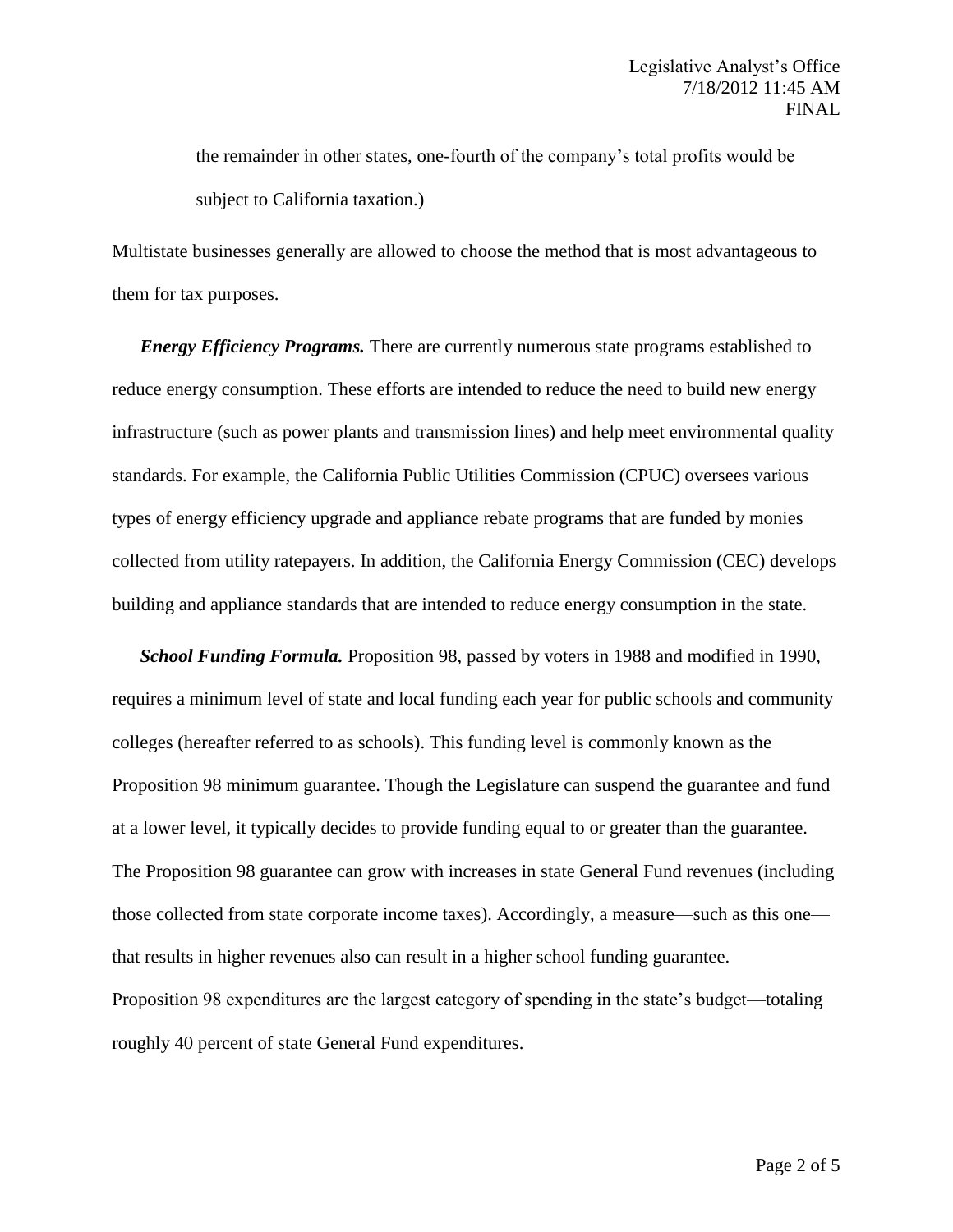the remainder in other states, one-fourth of the company's total profits would be subject to California taxation.)

Multistate businesses generally are allowed to choose the method that is most advantageous to them for tax purposes.

***Energy Efficiency Programs.*** There are currently numerous state programs established to reduce energy consumption. These efforts are intended to reduce the need to build new energy infrastructure (such as power plants and transmission lines) and help meet environmental quality standards. For example, the California Public Utilities Commission (CPUC) oversees various types of energy efficiency upgrade and appliance rebate programs that are funded by monies collected from utility ratepayers. In addition, the California Energy Commission (CEC) develops building and appliance standards that are intended to reduce energy consumption in the state.

***School Funding Formula.*** Proposition 98, passed by voters in 1988 and modified in 1990, requires a minimum level of state and local funding each year for public schools and community colleges (hereafter referred to as schools). This funding level is commonly known as the Proposition 98 minimum guarantee. Though the Legislature can suspend the guarantee and fund at a lower level, it typically decides to provide funding equal to or greater than the guarantee. The Proposition 98 guarantee can grow with increases in state General Fund revenues (including those collected from state corporate income taxes). Accordingly, a measure—such as this one—that results in higher revenues also can result in a higher school funding guarantee. Proposition 98 expenditures are the largest category of spending in the state's budget—totaling roughly 40 percent of state General Fund expenditures.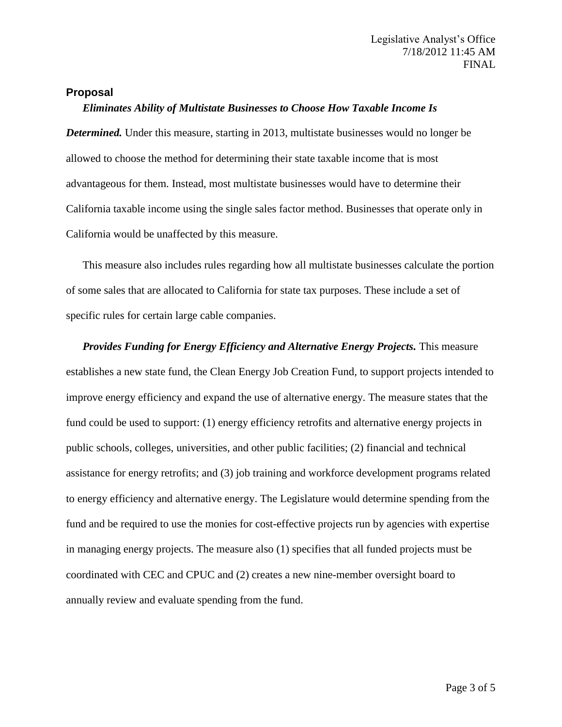## Proposal

***Eliminates Ability of Multistate Businesses to Choose How Taxable Income Is Determined.*** Under this measure, starting in 2013, multistate businesses would no longer be allowed to choose the method for determining their state taxable income that is most advantageous for them. Instead, most multistate businesses would have to determine their California taxable income using the single sales factor method. Businesses that operate only in California would be unaffected by this measure.

This measure also includes rules regarding how all multistate businesses calculate the portion of some sales that are allocated to California for state tax purposes. These include a set of specific rules for certain large cable companies.

***Provides Funding for Energy Efficiency and Alternative Energy Projects.*** This measure establishes a new state fund, the Clean Energy Job Creation Fund, to support projects intended to improve energy efficiency and expand the use of alternative energy. The measure states that the fund could be used to support: (1) energy efficiency retrofits and alternative energy projects in public schools, colleges, universities, and other public facilities; (2) financial and technical assistance for energy retrofits; and (3) job training and workforce development programs related to energy efficiency and alternative energy. The Legislature would determine spending from the fund and be required to use the monies for cost-effective projects run by agencies with expertise in managing energy projects. The measure also (1) specifies that all funded projects must be coordinated with CEC and CPUC and (2) creates a new nine-member oversight board to annually review and evaluate spending from the fund.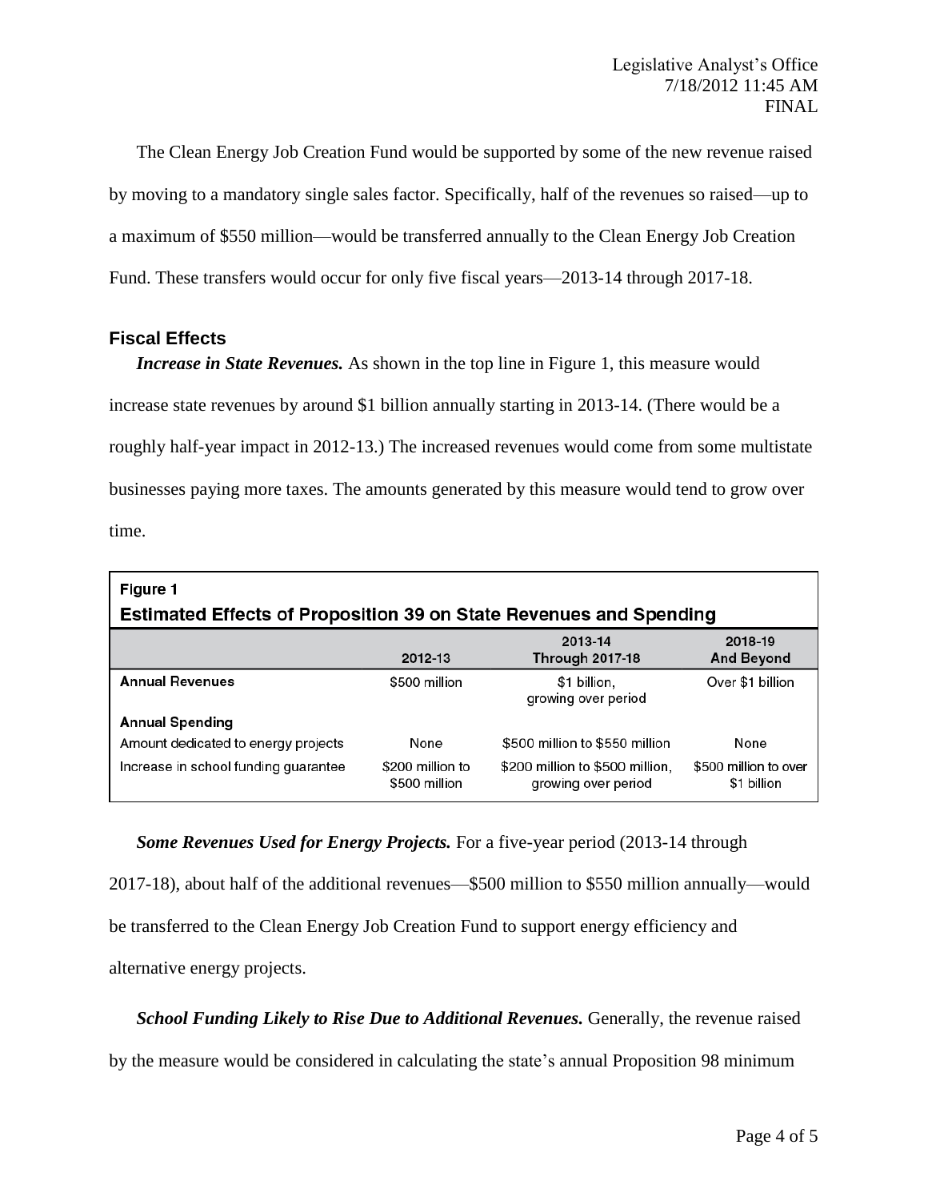The Clean Energy Job Creation Fund would be supported by some of the new revenue raised by moving to a mandatory single sales factor. Specifically, half of the revenues so raised—up to a maximum of $550 million—would be transferred annually to the Clean Energy Job Creation Fund. These transfers would occur for only five fiscal years—2013-14 through 2017-18.

### Fiscal Effects

***Increase in State Revenues.*** As shown in the top line in Figure 1, this measure would increase state revenues by around $1 billion annually starting in 2013-14. (There would be a roughly half-year impact in 2012-13.) The increased revenues would come from some multistate businesses paying more taxes. The amounts generated by this measure would tend to grow over time.

**Figure 1**
**Estimated Effects of Proposition 39 on State Revenues and Spending**

| | 2012-13 | 2013-14 Through 2017-18 | 2018-19 And Beyond |
|---|---|---|---|
| **Annual Revenues** | $500 million | $1 billion, growing over period | Over $1 billion |
| **Annual Spending** | | | |
| Amount dedicated to energy projects | None | $500 million to $550 million | None |
| Increase in school funding guarantee | $200 million to $500 million | $200 million to $500 million, growing over period | $500 million to over $1 billion |

***Some Revenues Used for Energy Projects.*** For a five-year period (2013-14 through 2017-18), about half of the additional revenues—$500 million to $550 million annually—would be transferred to the Clean Energy Job Creation Fund to support energy efficiency and alternative energy projects.

***School Funding Likely to Rise Due to Additional Revenues.*** Generally, the revenue raised by the measure would be considered in calculating the state's annual Proposition 98 minimum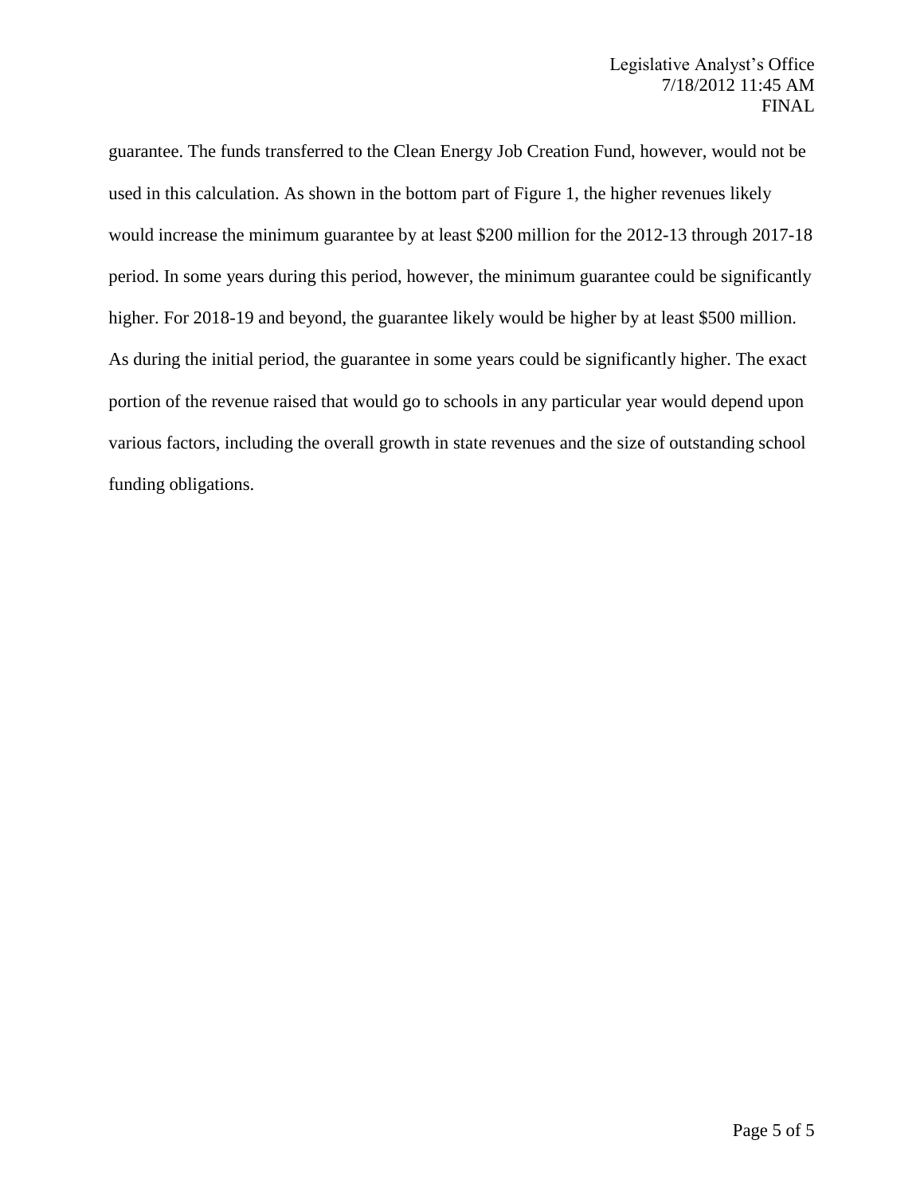guarantee. The funds transferred to the Clean Energy Job Creation Fund, however, would not be used in this calculation. As shown in the bottom part of Figure 1, the higher revenues likely would increase the minimum guarantee by at least $200 million for the 2012-13 through 2017-18 period. In some years during this period, however, the minimum guarantee could be significantly higher. For 2018-19 and beyond, the guarantee likely would be higher by at least $500 million. As during the initial period, the guarantee in some years could be significantly higher. The exact portion of the revenue raised that would go to schools in any particular year would depend upon various factors, including the overall growth in state revenues and the size of outstanding school funding obligations.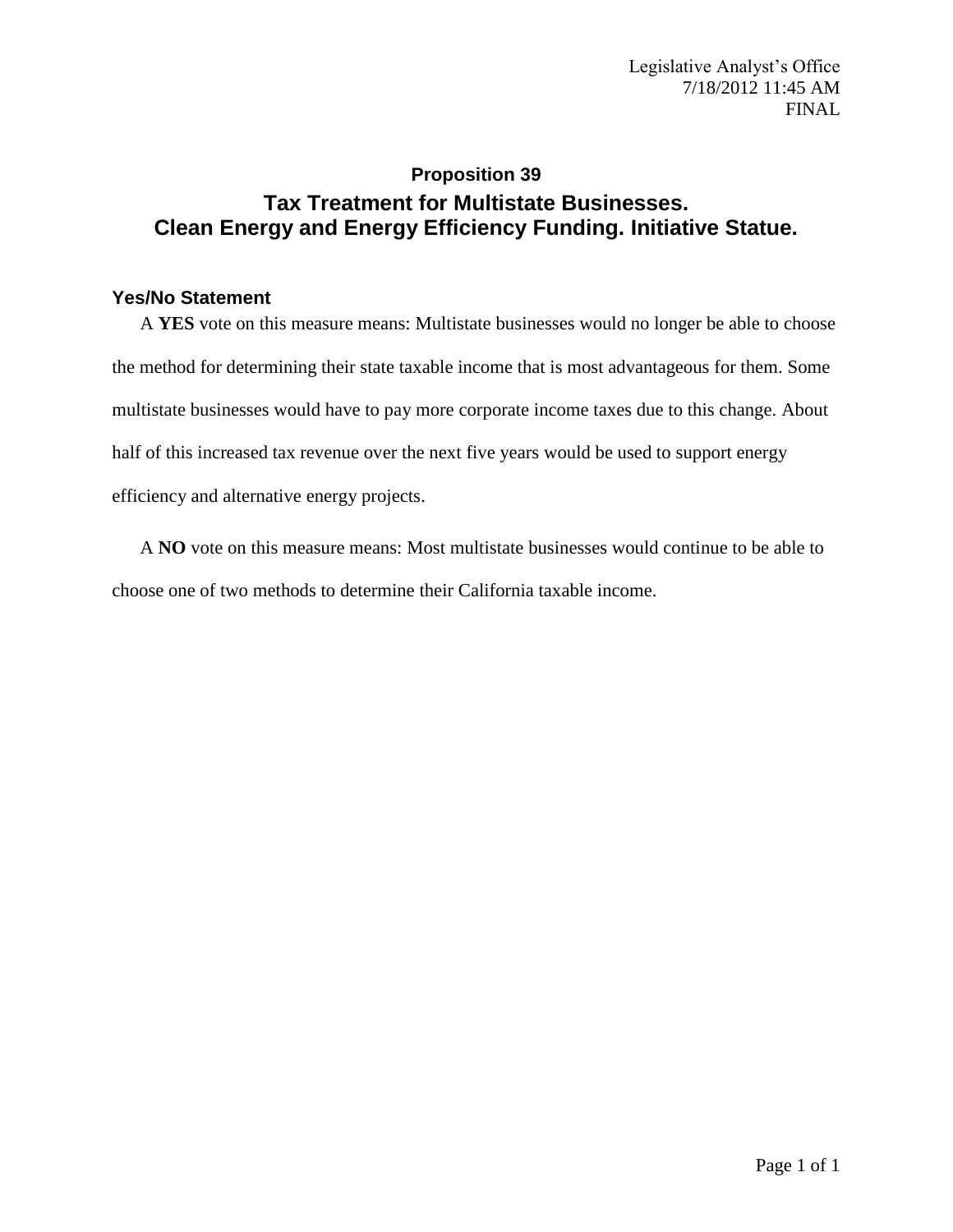Legislative Analyst's Office
7/18/2012 11:45 AM
FINAL

## Proposition 39

## Tax Treatment for Multistate Businesses. Clean Energy and Energy Efficiency Funding. Initiative Statue.

### Yes/No Statement

A **YES** vote on this measure means: Multistate businesses would no longer be able to choose the method for determining their state taxable income that is most advantageous for them. Some multistate businesses would have to pay more corporate income taxes due to this change. About half of this increased tax revenue over the next five years would be used to support energy efficiency and alternative energy projects.

A **NO** vote on this measure means: Most multistate businesses would continue to be able to choose one of two methods to determine their California taxable income.